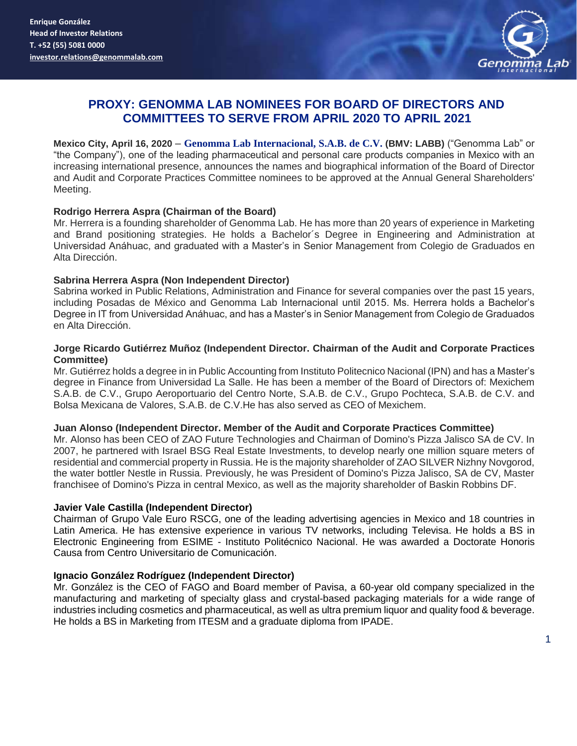Enrique González
Head of Investor Relations
T. +52 (55) 5081 0000
investor.relations@genommalab.com

# PROXY: GENOMMA LAB NOMINEES FOR BOARD OF DIRECTORS AND COMMITTEES TO SERVE FROM APRIL 2020 TO APRIL 2021

**Mexico City, April 16, 2020** – **Genomma Lab Internacional, S.A.B. de C.V. (BMV: LABB)** ("Genomma Lab" or "the Company"), one of the leading pharmaceutical and personal care products companies in Mexico with an increasing international presence, announces the names and biographical information of the Board of Director and Audit and Corporate Practices Committee nominees to be approved at the Annual General Shareholders' Meeting.

**Rodrigo Herrera Aspra (Chairman of the Board)**
Mr. Herrera is a founding shareholder of Genomma Lab. He has more than 20 years of experience in Marketing and Brand positioning strategies. He holds a Bachelor´s Degree in Engineering and Administration at Universidad Anáhuac, and graduated with a Master's in Senior Management from Colegio de Graduados en Alta Dirección.

**Sabrina Herrera Aspra (Non Independent Director)**
Sabrina worked in Public Relations, Administration and Finance for several companies over the past 15 years, including Posadas de México and Genomma Lab Internacional until 2015. Ms. Herrera holds a Bachelor's Degree in IT from Universidad Anáhuac, and has a Master's in Senior Management from Colegio de Graduados en Alta Dirección.

**Jorge Ricardo Gutiérrez Muñoz (Independent Director. Chairman of the Audit and Corporate Practices Committee)**
Mr. Gutiérrez holds a degree in in Public Accounting from Instituto Politecnico Nacional (IPN) and has a Master's degree in Finance from Universidad La Salle. He has been a member of the Board of Directors of: Mexichem S.A.B. de C.V., Grupo Aeroportuario del Centro Norte, S.A.B. de C.V., Grupo Pochteca, S.A.B. de C.V. and Bolsa Mexicana de Valores, S.A.B. de C.V.He has also served as CEO of Mexichem.

**Juan Alonso (Independent Director. Member of the Audit and Corporate Practices Committee)**
Mr. Alonso has been CEO of ZAO Future Technologies and Chairman of Domino's Pizza Jalisco SA de CV. In 2007, he partnered with Israel BSG Real Estate Investments, to develop nearly one million square meters of residential and commercial property in Russia. He is the majority shareholder of ZAO SILVER Nizhny Novgorod, the water bottler Nestle in Russia. Previously, he was President of Domino's Pizza Jalisco, SA de CV, Master franchisee of Domino's Pizza in central Mexico, as well as the majority shareholder of Baskin Robbins DF.

**Javier Vale Castilla (Independent Director)**
Chairman of Grupo Vale Euro RSCG, one of the leading advertising agencies in Mexico and 18 countries in Latin America. He has extensive experience in various TV networks, including Televisa. He holds a BS in Electronic Engineering from ESIME - Instituto Politécnico Nacional. He was awarded a Doctorate Honoris Causa from Centro Universitario de Comunicación.

**Ignacio González Rodríguez (Independent Director)**
Mr. González is the CEO of FAGO and Board member of Pavisa, a 60-year old company specialized in the manufacturing and marketing of specialty glass and crystal-based packaging materials for a wide range of industries including cosmetics and pharmaceutical, as well as ultra premium liquor and quality food & beverage. He holds a BS in Marketing from ITESM and a graduate diploma from IPADE.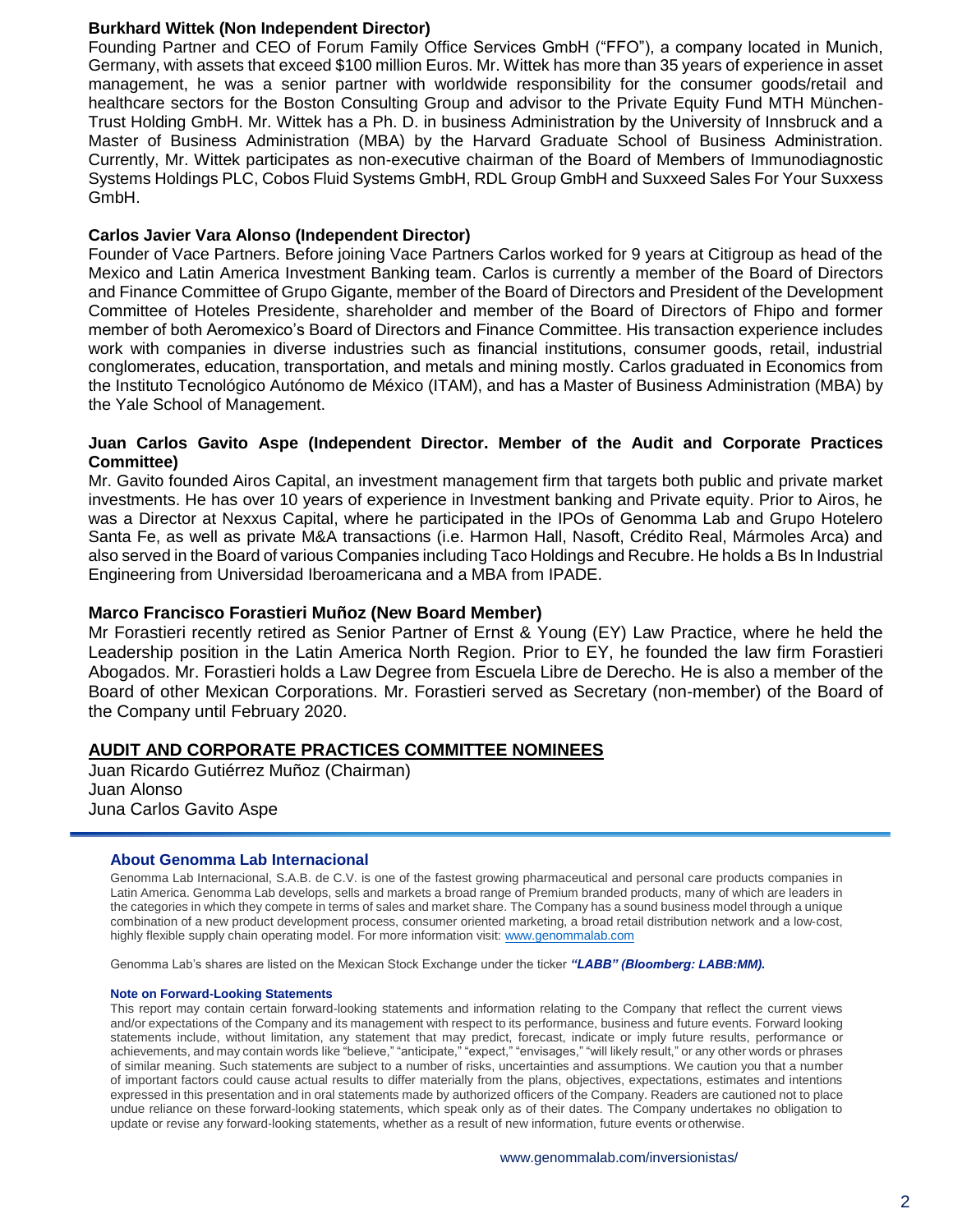**Burkhard Wittek (Non Independent Director)**

Founding Partner and CEO of Forum Family Office Services GmbH ("FFO"), a company located in Munich, Germany, with assets that exceed $100 million Euros. Mr. Wittek has more than 35 years of experience in asset management, he was a senior partner with worldwide responsibility for the consumer goods/retail and healthcare sectors for the Boston Consulting Group and advisor to the Private Equity Fund MTH München-Trust Holding GmbH. Mr. Wittek has a Ph. D. in business Administration by the University of Innsbruck and a Master of Business Administration (MBA) by the Harvard Graduate School of Business Administration. Currently, Mr. Wittek participates as non-executive chairman of the Board of Members of Immunodiagnostic Systems Holdings PLC, Cobos Fluid Systems GmbH, RDL Group GmbH and Suxxeed Sales For Your Suxxess GmbH.

**Carlos Javier Vara Alonso (Independent Director)**

Founder of Vace Partners. Before joining Vace Partners Carlos worked for 9 years at Citigroup as head of the Mexico and Latin America Investment Banking team. Carlos is currently a member of the Board of Directors and Finance Committee of Grupo Gigante, member of the Board of Directors and President of the Development Committee of Hoteles Presidente, shareholder and member of the Board of Directors of Fhipo and former member of both Aeromexico's Board of Directors and Finance Committee. His transaction experience includes work with companies in diverse industries such as financial institutions, consumer goods, retail, industrial conglomerates, education, transportation, and metals and mining mostly. Carlos graduated in Economics from the Instituto Tecnológico Autónomo de México (ITAM), and has a Master of Business Administration (MBA) by the Yale School of Management.

**Juan Carlos Gavito Aspe (Independent Director. Member of the Audit and Corporate Practices Committee)**

Mr. Gavito founded Airos Capital, an investment management firm that targets both public and private market investments. He has over 10 years of experience in Investment banking and Private equity. Prior to Airos, he was a Director at Nexxus Capital, where he participated in the IPOs of Genomma Lab and Grupo Hotelero Santa Fe, as well as private M&A transactions (i.e. Harmon Hall, Nasoft, Crédito Real, Mármoles Arca) and also served in the Board of various Companies including Taco Holdings and Recubre. He holds a Bs In Industrial Engineering from Universidad Iberoamericana and a MBA from IPADE.

**Marco Francisco Forastieri Muñoz (New Board Member)**

Mr Forastieri recently retired as Senior Partner of Ernst & Young (EY) Law Practice, where he held the Leadership position in the Latin America North Region. Prior to EY, he founded the law firm Forastieri Abogados. Mr. Forastieri holds a Law Degree from Escuela Libre de Derecho. He is also a member of the Board of other Mexican Corporations. Mr. Forastieri served as Secretary (non-member) of the Board of the Company until February 2020.

## AUDIT AND CORPORATE PRACTICES COMMITTEE NOMINEES

Juan Ricardo Gutiérrez Muñoz (Chairman)
Juan Alonso
Juna Carlos Gavito Aspe

### About Genomma Lab Internacional

Genomma Lab Internacional, S.A.B. de C.V. is one of the fastest growing pharmaceutical and personal care products companies in Latin America. Genomma Lab develops, sells and markets a broad range of Premium branded products, many of which are leaders in the categories in which they compete in terms of sales and market share. The Company has a sound business model through a unique combination of a new product development process, consumer oriented marketing, a broad retail distribution network and a low-cost, highly flexible supply chain operating model. For more information visit: www.genommalab.com

Genomma Lab's shares are listed on the Mexican Stock Exchange under the ticker ***"LABB" (Bloomberg: LABB:MM).***

**Note on Forward-Looking Statements**

This report may contain certain forward-looking statements and information relating to the Company that reflect the current views and/or expectations of the Company and its management with respect to its performance, business and future events. Forward looking statements include, without limitation, any statement that may predict, forecast, indicate or imply future results, performance or achievements, and may contain words like "believe," "anticipate," "expect," "envisages," "will likely result," or any other words or phrases of similar meaning. Such statements are subject to a number of risks, uncertainties and assumptions. We caution you that a number of important factors could cause actual results to differ materially from the plans, objectives, expectations, estimates and intentions expressed in this presentation and in oral statements made by authorized officers of the Company. Readers are cautioned not to place undue reliance on these forward-looking statements, which speak only as of their dates. The Company undertakes no obligation to update or revise any forward-looking statements, whether as a result of new information, future events or otherwise.

www.genommalab.com/inversionistas/